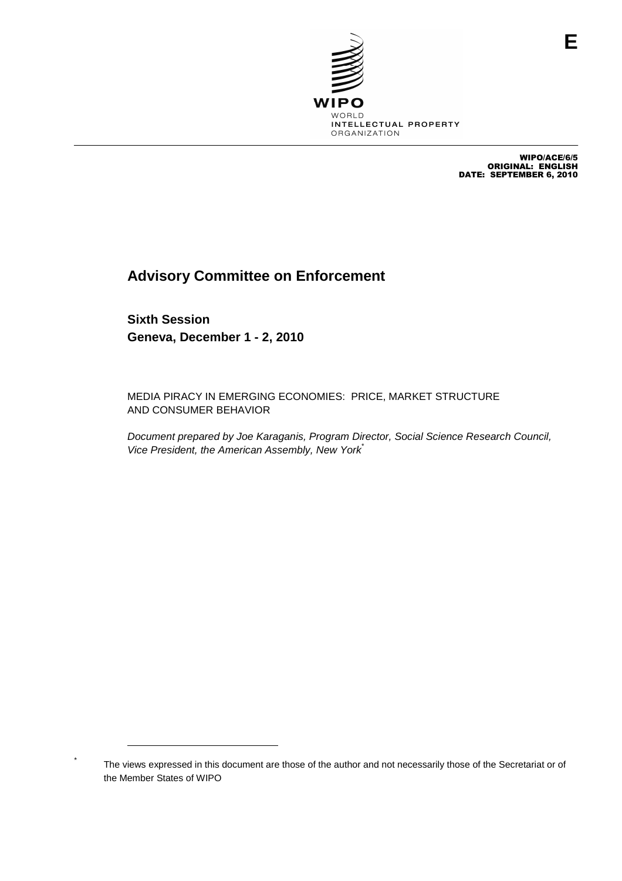WIPO

WORLD
INTELLECTUAL PROPERTY
ORGANIZATION

E

WIPO/ACE/6/5
ORIGINAL: ENGLISH
DATE: SEPTEMBER 6, 2010

# Advisory Committee on Enforcement

## Sixth Session
## Geneva, December 1 - 2, 2010

MEDIA PIRACY IN EMERGING ECONOMIES: PRICE, MARKET STRUCTURE AND CONSUMER BEHAVIOR

*Document prepared by Joe Karaganis, Program Director, Social Science Research Council, Vice President, the American Assembly, New York*[*]

---

[*] The views expressed in this document are those of the author and not necessarily those of the Secretariat or of the Member States of WIPO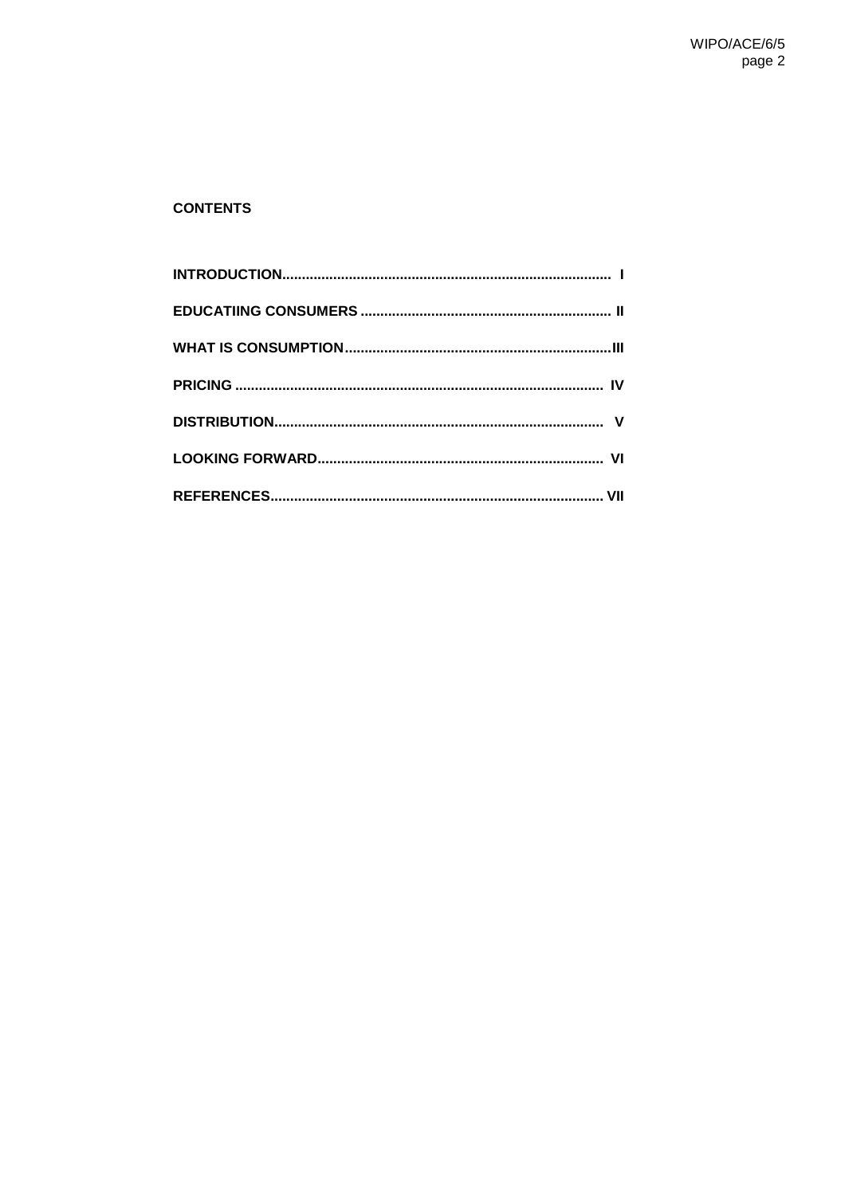**CONTENTS**

**INTRODUCTION.................................................................................... I**

**EDUCATIING CONSUMERS ................................................................ II**

**WHAT IS CONSUMPTION....................................................................III**

**PRICING .............................................................................................. IV**

**DISTRIBUTION.................................................................................... V**

**LOOKING FORWARD.......................................................................... VI**

**REFERENCES..................................................................................... VII**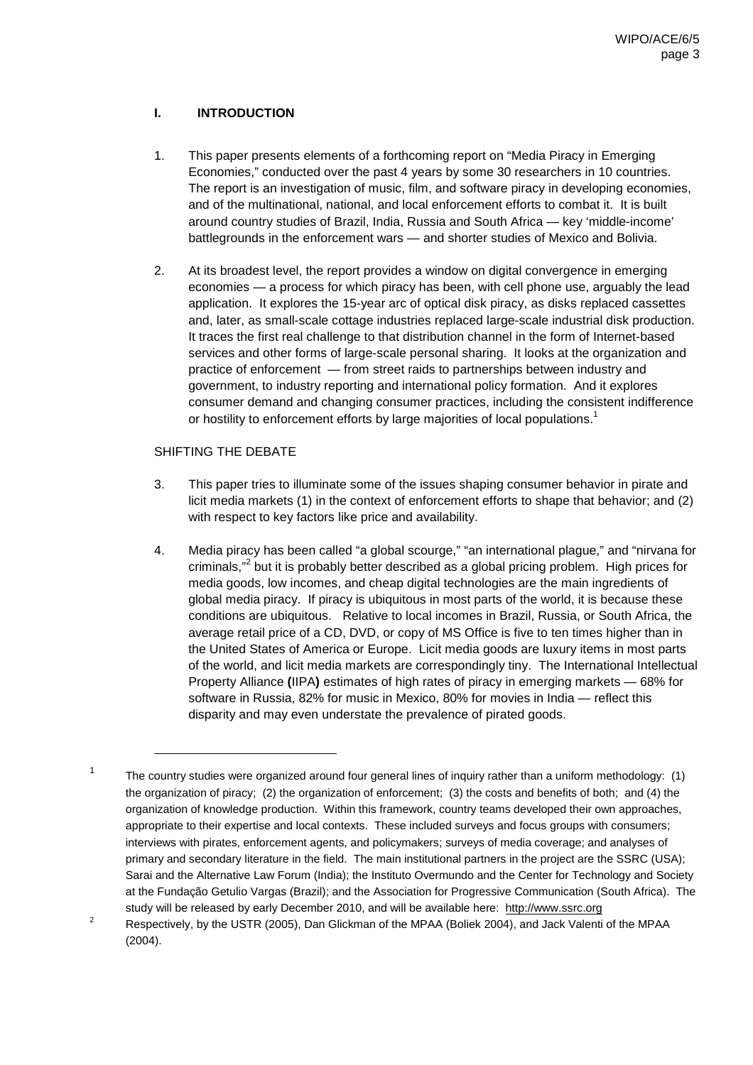## I. INTRODUCTION

1. This paper presents elements of a forthcoming report on "Media Piracy in Emerging Economies," conducted over the past 4 years by some 30 researchers in 10 countries. The report is an investigation of music, film, and software piracy in developing economies, and of the multinational, national, and local enforcement efforts to combat it. It is built around country studies of Brazil, India, Russia and South Africa — key 'middle-income' battlegrounds in the enforcement wars — and shorter studies of Mexico and Bolivia.

2. At its broadest level, the report provides a window on digital convergence in emerging economies — a process for which piracy has been, with cell phone use, arguably the lead application. It explores the 15-year arc of optical disk piracy, as disks replaced cassettes and, later, as small-scale cottage industries replaced large-scale industrial disk production. It traces the first real challenge to that distribution channel in the form of Internet-based services and other forms of large-scale personal sharing. It looks at the organization and practice of enforcement — from street raids to partnerships between industry and government, to industry reporting and international policy formation. And it explores consumer demand and changing consumer practices, including the consistent indifference or hostility to enforcement efforts by large majorities of local populations.[1]

### SHIFTING THE DEBATE

3. This paper tries to illuminate some of the issues shaping consumer behavior in pirate and licit media markets (1) in the context of enforcement efforts to shape that behavior; and (2) with respect to key factors like price and availability.

4. Media piracy has been called "a global scourge," "an international plague," and "nirvana for criminals,"[2] but it is probably better described as a global pricing problem. High prices for media goods, low incomes, and cheap digital technologies are the main ingredients of global media piracy. If piracy is ubiquitous in most parts of the world, it is because these conditions are ubiquitous. Relative to local incomes in Brazil, Russia, or South Africa, the average retail price of a CD, DVD, or copy of MS Office is five to ten times higher than in the United States of America or Europe. Licit media goods are luxury items in most parts of the world, and licit media markets are correspondingly tiny. The International Intellectual Property Alliance **(**IIPA**)** estimates of high rates of piracy in emerging markets — 68% for software in Russia, 82% for music in Mexico, 80% for movies in India — reflect this disparity and may even understate the prevalence of pirated goods.

---

[1] The country studies were organized around four general lines of inquiry rather than a uniform methodology: (1) the organization of piracy; (2) the organization of enforcement; (3) the costs and benefits of both; and (4) the organization of knowledge production. Within this framework, country teams developed their own approaches, appropriate to their expertise and local contexts. These included surveys and focus groups with consumers; interviews with pirates, enforcement agents, and policymakers; surveys of media coverage; and analyses of primary and secondary literature in the field. The main institutional partners in the project are the SSRC (USA); Sarai and the Alternative Law Forum (India); the Instituto Overmundo and the Center for Technology and Society at the Fundação Getulio Vargas (Brazil); and the Association for Progressive Communication (South Africa). The study will be released by early December 2010, and will be available here: http://www.ssrc.org

[2] Respectively, by the USTR (2005), Dan Glickman of the MPAA (Boliek 2004), and Jack Valenti of the MPAA (2004).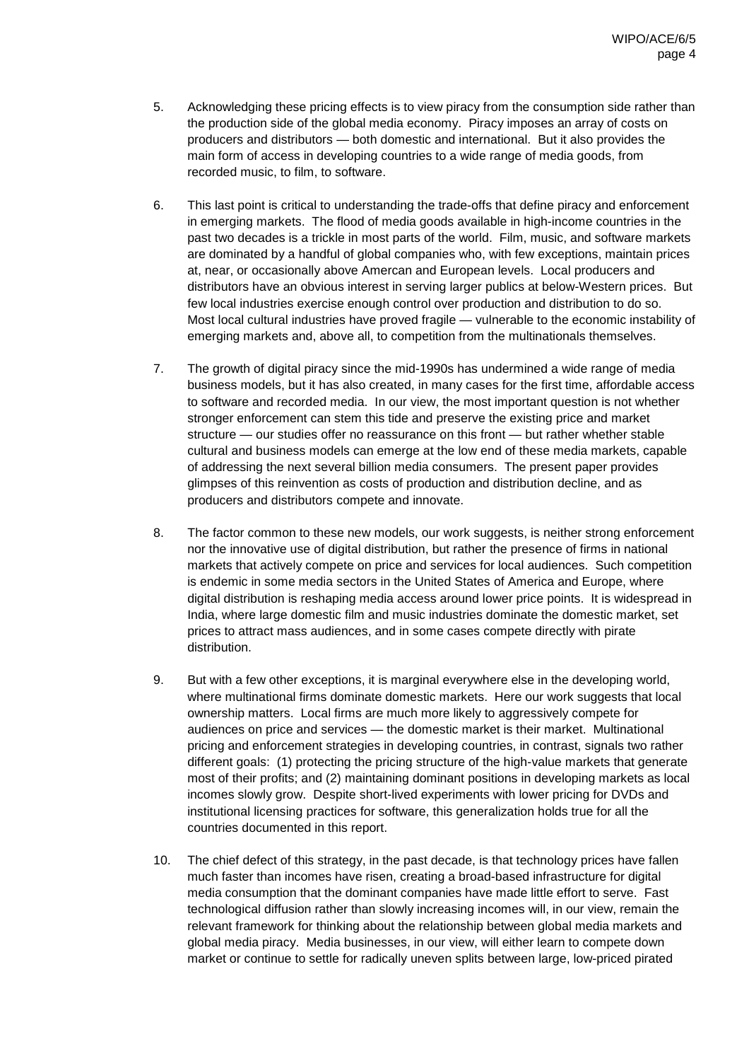5. Acknowledging these pricing effects is to view piracy from the consumption side rather than the production side of the global media economy. Piracy imposes an array of costs on producers and distributors — both domestic and international. But it also provides the main form of access in developing countries to a wide range of media goods, from recorded music, to film, to software.

6. This last point is critical to understanding the trade-offs that define piracy and enforcement in emerging markets. The flood of media goods available in high-income countries in the past two decades is a trickle in most parts of the world. Film, music, and software markets are dominated by a handful of global companies who, with few exceptions, maintain prices at, near, or occasionally above Amercan and European levels. Local producers and distributors have an obvious interest in serving larger publics at below-Western prices. But few local industries exercise enough control over production and distribution to do so. Most local cultural industries have proved fragile — vulnerable to the economic instability of emerging markets and, above all, to competition from the multinationals themselves.

7. The growth of digital piracy since the mid-1990s has undermined a wide range of media business models, but it has also created, in many cases for the first time, affordable access to software and recorded media. In our view, the most important question is not whether stronger enforcement can stem this tide and preserve the existing price and market structure — our studies offer no reassurance on this front — but rather whether stable cultural and business models can emerge at the low end of these media markets, capable of addressing the next several billion media consumers. The present paper provides glimpses of this reinvention as costs of production and distribution decline, and as producers and distributors compete and innovate.

8. The factor common to these new models, our work suggests, is neither strong enforcement nor the innovative use of digital distribution, but rather the presence of firms in national markets that actively compete on price and services for local audiences. Such competition is endemic in some media sectors in the United States of America and Europe, where digital distribution is reshaping media access around lower price points. It is widespread in India, where large domestic film and music industries dominate the domestic market, set prices to attract mass audiences, and in some cases compete directly with pirate distribution.

9. But with a few other exceptions, it is marginal everywhere else in the developing world, where multinational firms dominate domestic markets. Here our work suggests that local ownership matters. Local firms are much more likely to aggressively compete for audiences on price and services — the domestic market is their market. Multinational pricing and enforcement strategies in developing countries, in contrast, signals two rather different goals: (1) protecting the pricing structure of the high-value markets that generate most of their profits; and (2) maintaining dominant positions in developing markets as local incomes slowly grow. Despite short-lived experiments with lower pricing for DVDs and institutional licensing practices for software, this generalization holds true for all the countries documented in this report.

10. The chief defect of this strategy, in the past decade, is that technology prices have fallen much faster than incomes have risen, creating a broad-based infrastructure for digital media consumption that the dominant companies have made little effort to serve. Fast technological diffusion rather than slowly increasing incomes will, in our view, remain the relevant framework for thinking about the relationship between global media markets and global media piracy. Media businesses, in our view, will either learn to compete down market or continue to settle for radically uneven splits between large, low-priced pirated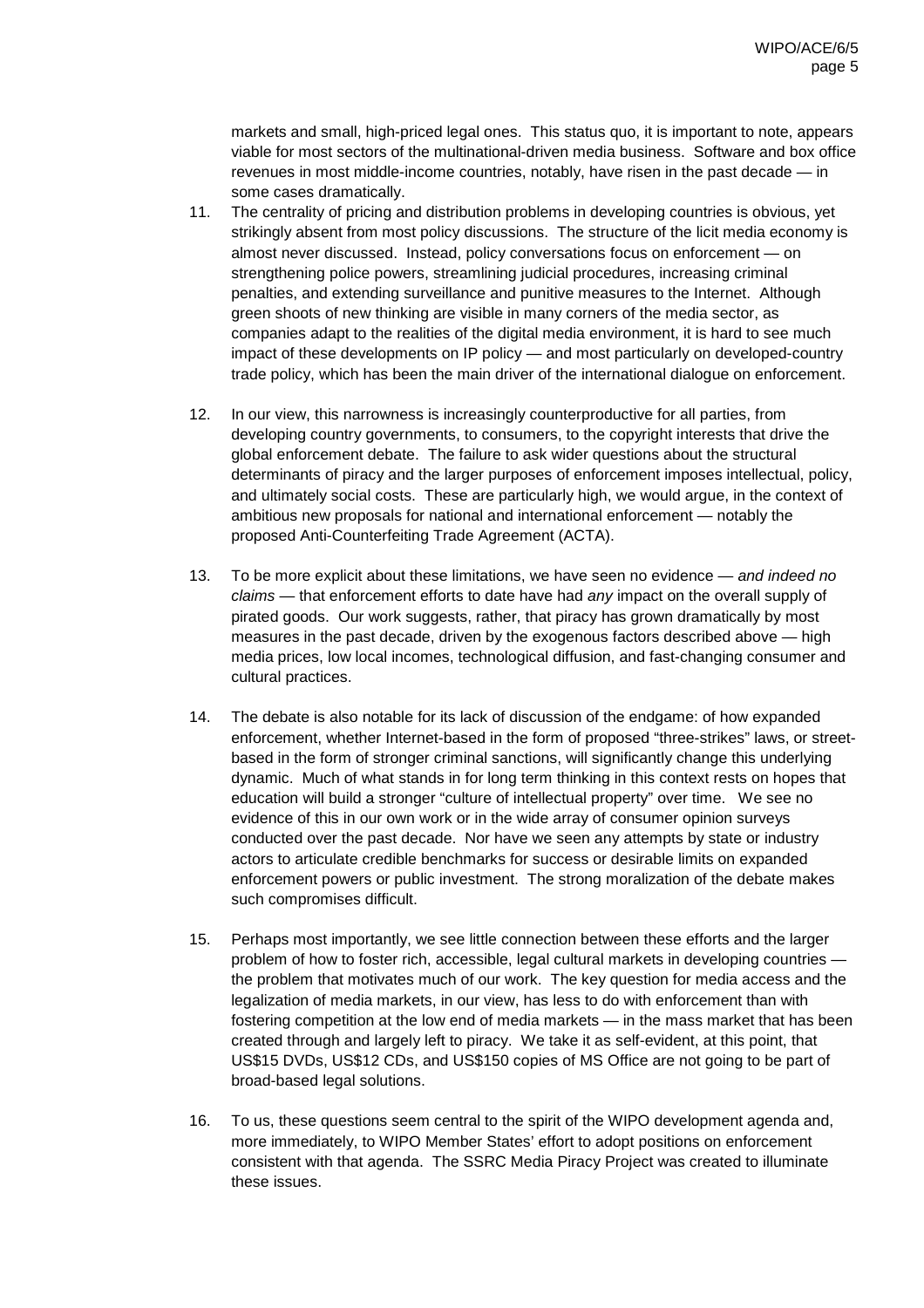markets and small, high-priced legal ones. This status quo, it is important to note, appears viable for most sectors of the multinational-driven media business. Software and box office revenues in most middle-income countries, notably, have risen in the past decade — in some cases dramatically.

11. The centrality of pricing and distribution problems in developing countries is obvious, yet strikingly absent from most policy discussions. The structure of the licit media economy is almost never discussed. Instead, policy conversations focus on enforcement — on strengthening police powers, streamlining judicial procedures, increasing criminal penalties, and extending surveillance and punitive measures to the Internet. Although green shoots of new thinking are visible in many corners of the media sector, as companies adapt to the realities of the digital media environment, it is hard to see much impact of these developments on IP policy — and most particularly on developed-country trade policy, which has been the main driver of the international dialogue on enforcement.

12. In our view, this narrowness is increasingly counterproductive for all parties, from developing country governments, to consumers, to the copyright interests that drive the global enforcement debate. The failure to ask wider questions about the structural determinants of piracy and the larger purposes of enforcement imposes intellectual, policy, and ultimately social costs. These are particularly high, we would argue, in the context of ambitious new proposals for national and international enforcement — notably the proposed Anti-Counterfeiting Trade Agreement (ACTA).

13. To be more explicit about these limitations, we have seen no evidence — *and indeed no claims* — that enforcement efforts to date have had *any* impact on the overall supply of pirated goods. Our work suggests, rather, that piracy has grown dramatically by most measures in the past decade, driven by the exogenous factors described above — high media prices, low local incomes, technological diffusion, and fast-changing consumer and cultural practices.

14. The debate is also notable for its lack of discussion of the endgame: of how expanded enforcement, whether Internet-based in the form of proposed "three-strikes" laws, or street-based in the form of stronger criminal sanctions, will significantly change this underlying dynamic. Much of what stands in for long term thinking in this context rests on hopes that education will build a stronger "culture of intellectual property" over time. We see no evidence of this in our own work or in the wide array of consumer opinion surveys conducted over the past decade. Nor have we seen any attempts by state or industry actors to articulate credible benchmarks for success or desirable limits on expanded enforcement powers or public investment. The strong moralization of the debate makes such compromises difficult.

15. Perhaps most importantly, we see little connection between these efforts and the larger problem of how to foster rich, accessible, legal cultural markets in developing countries — the problem that motivates much of our work. The key question for media access and the legalization of media markets, in our view, has less to do with enforcement than with fostering competition at the low end of media markets — in the mass market that has been created through and largely left to piracy. We take it as self-evident, at this point, that US$15 DVDs, US$12 CDs, and US$150 copies of MS Office are not going to be part of broad-based legal solutions.

16. To us, these questions seem central to the spirit of the WIPO development agenda and, more immediately, to WIPO Member States' effort to adopt positions on enforcement consistent with that agenda. The SSRC Media Piracy Project was created to illuminate these issues.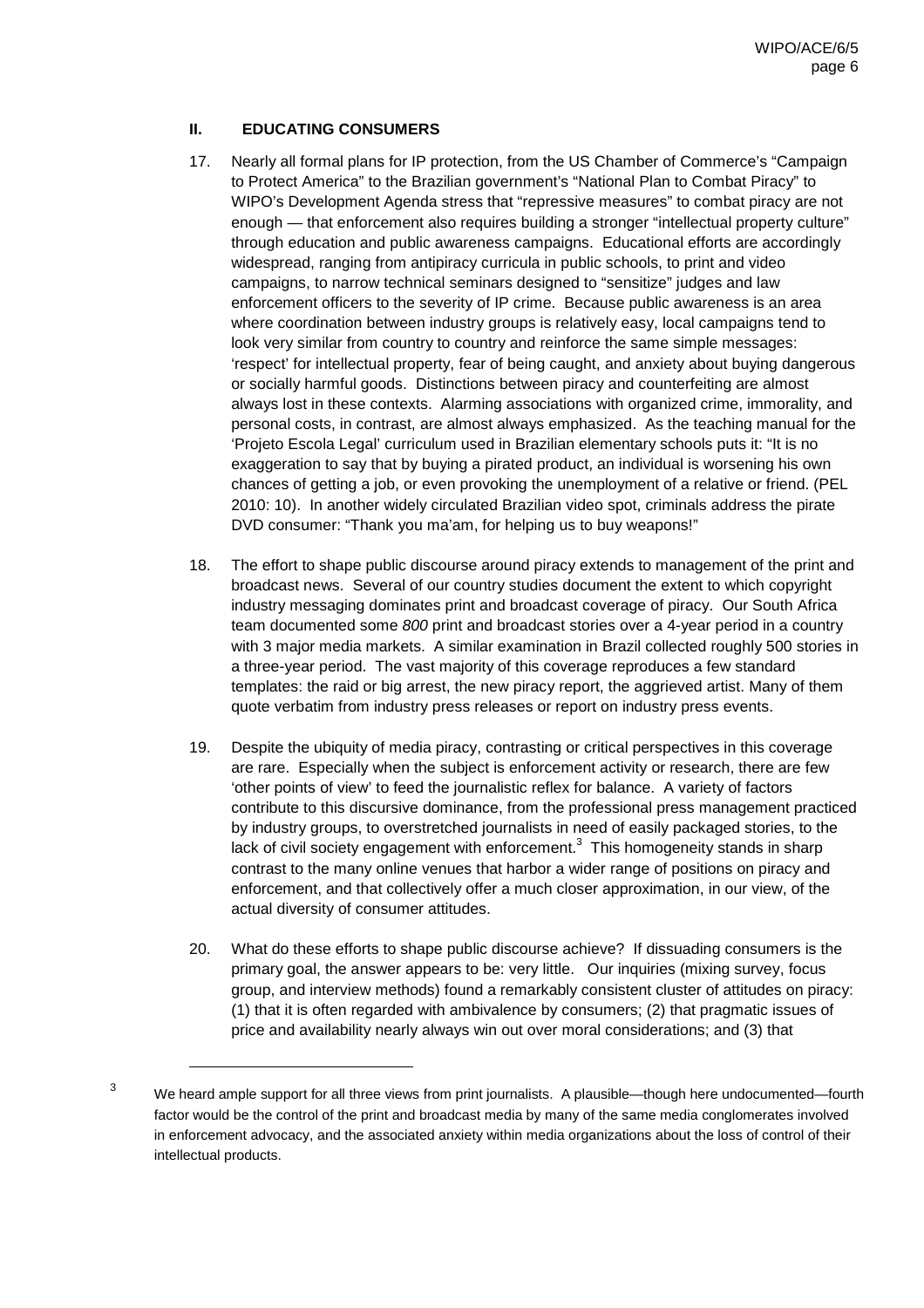## II. EDUCATING CONSUMERS

17. Nearly all formal plans for IP protection, from the US Chamber of Commerce's "Campaign to Protect America" to the Brazilian government's "National Plan to Combat Piracy" to WIPO's Development Agenda stress that "repressive measures" to combat piracy are not enough — that enforcement also requires building a stronger "intellectual property culture" through education and public awareness campaigns. Educational efforts are accordingly widespread, ranging from antipiracy curricula in public schools, to print and video campaigns, to narrow technical seminars designed to "sensitize" judges and law enforcement officers to the severity of IP crime. Because public awareness is an area where coordination between industry groups is relatively easy, local campaigns tend to look very similar from country to country and reinforce the same simple messages: 'respect' for intellectual property, fear of being caught, and anxiety about buying dangerous or socially harmful goods. Distinctions between piracy and counterfeiting are almost always lost in these contexts. Alarming associations with organized crime, immorality, and personal costs, in contrast, are almost always emphasized. As the teaching manual for the 'Projeto Escola Legal' curriculum used in Brazilian elementary schools puts it: "It is no exaggeration to say that by buying a pirated product, an individual is worsening his own chances of getting a job, or even provoking the unemployment of a relative or friend. (PEL 2010: 10). In another widely circulated Brazilian video spot, criminals address the pirate DVD consumer: "Thank you ma'am, for helping us to buy weapons!"

18. The effort to shape public discourse around piracy extends to management of the print and broadcast news. Several of our country studies document the extent to which copyright industry messaging dominates print and broadcast coverage of piracy. Our South Africa team documented some *800* print and broadcast stories over a 4-year period in a country with 3 major media markets. A similar examination in Brazil collected roughly 500 stories in a three-year period. The vast majority of this coverage reproduces a few standard templates: the raid or big arrest, the new piracy report, the aggrieved artist. Many of them quote verbatim from industry press releases or report on industry press events.

19. Despite the ubiquity of media piracy, contrasting or critical perspectives in this coverage are rare. Especially when the subject is enforcement activity or research, there are few 'other points of view' to feed the journalistic reflex for balance. A variety of factors contribute to this discursive dominance, from the professional press management practiced by industry groups, to overstretched journalists in need of easily packaged stories, to the lack of civil society engagement with enforcement.[3] This homogeneity stands in sharp contrast to the many online venues that harbor a wider range of positions on piracy and enforcement, and that collectively offer a much closer approximation, in our view, of the actual diversity of consumer attitudes.

20. What do these efforts to shape public discourse achieve? If dissuading consumers is the primary goal, the answer appears to be: very little. Our inquiries (mixing survey, focus group, and interview methods) found a remarkably consistent cluster of attitudes on piracy: (1) that it is often regarded with ambivalence by consumers; (2) that pragmatic issues of price and availability nearly always win out over moral considerations; and (3) that

---

[3] We heard ample support for all three views from print journalists. A plausible—though here undocumented—fourth factor would be the control of the print and broadcast media by many of the same media conglomerates involved in enforcement advocacy, and the associated anxiety within media organizations about the loss of control of their intellectual products.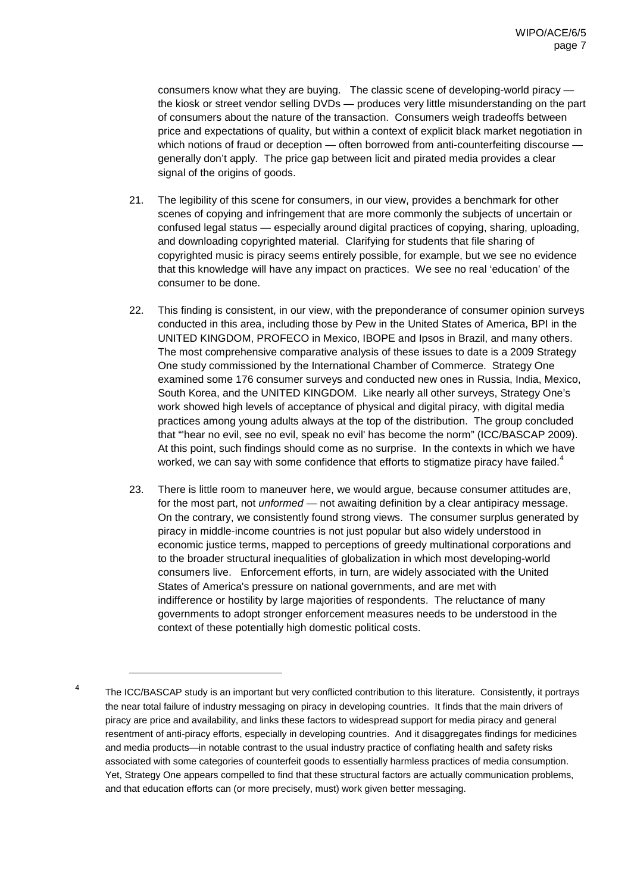consumers know what they are buying. The classic scene of developing-world piracy — the kiosk or street vendor selling DVDs — produces very little misunderstanding on the part of consumers about the nature of the transaction. Consumers weigh tradeoffs between price and expectations of quality, but within a context of explicit black market negotiation in which notions of fraud or deception — often borrowed from anti-counterfeiting discourse — generally don't apply. The price gap between licit and pirated media provides a clear signal of the origins of goods.

21. The legibility of this scene for consumers, in our view, provides a benchmark for other scenes of copying and infringement that are more commonly the subjects of uncertain or confused legal status — especially around digital practices of copying, sharing, uploading, and downloading copyrighted material. Clarifying for students that file sharing of copyrighted music is piracy seems entirely possible, for example, but we see no evidence that this knowledge will have any impact on practices. We see no real 'education' of the consumer to be done.

22. This finding is consistent, in our view, with the preponderance of consumer opinion surveys conducted in this area, including those by Pew in the United States of America, BPI in the UNITED KINGDOM, PROFECO in Mexico, IBOPE and Ipsos in Brazil, and many others. The most comprehensive comparative analysis of these issues to date is a 2009 Strategy One study commissioned by the International Chamber of Commerce. Strategy One examined some 176 consumer surveys and conducted new ones in Russia, India, Mexico, South Korea, and the UNITED KINGDOM. Like nearly all other surveys, Strategy One's work showed high levels of acceptance of physical and digital piracy, with digital media practices among young adults always at the top of the distribution. The group concluded that "'hear no evil, see no evil, speak no evil' has become the norm" (ICC/BASCAP 2009). At this point, such findings should come as no surprise. In the contexts in which we have worked, we can say with some confidence that efforts to stigmatize piracy have failed.[4]

23. There is little room to maneuver here, we would argue, because consumer attitudes are, for the most part, not *unformed* — not awaiting definition by a clear antipiracy message. On the contrary, we consistently found strong views. The consumer surplus generated by piracy in middle-income countries is not just popular but also widely understood in economic justice terms, mapped to perceptions of greedy multinational corporations and to the broader structural inequalities of globalization in which most developing-world consumers live. Enforcement efforts, in turn, are widely associated with the United States of America's pressure on national governments, and are met with indifference or hostility by large majorities of respondents. The reluctance of many governments to adopt stronger enforcement measures needs to be understood in the context of these potentially high domestic political costs.

---

[4] The ICC/BASCAP study is an important but very conflicted contribution to this literature. Consistently, it portrays the near total failure of industry messaging on piracy in developing countries. It finds that the main drivers of piracy are price and availability, and links these factors to widespread support for media piracy and general resentment of anti-piracy efforts, especially in developing countries. And it disaggregates findings for medicines and media products—in notable contrast to the usual industry practice of conflating health and safety risks associated with some categories of counterfeit goods to essentially harmless practices of media consumption. Yet, Strategy One appears compelled to find that these structural factors are actually communication problems, and that education efforts can (or more precisely, must) work given better messaging.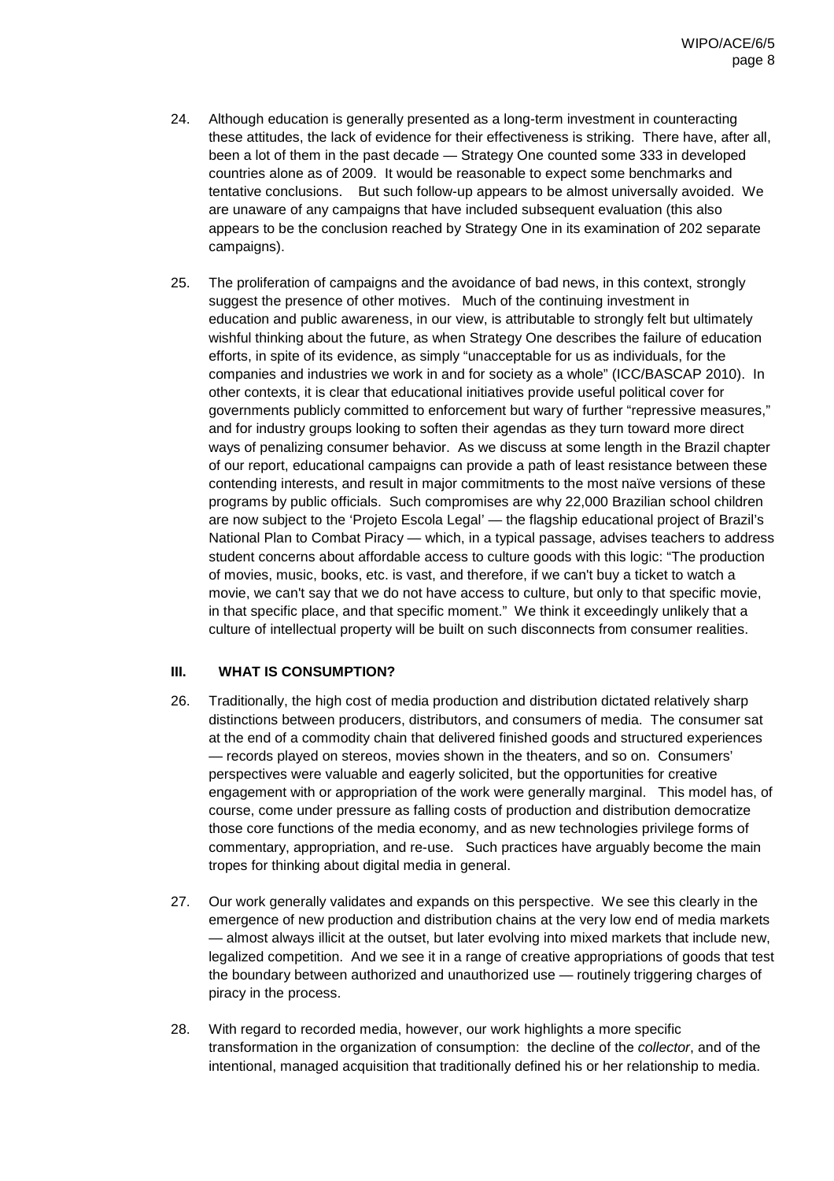24. Although education is generally presented as a long-term investment in counteracting these attitudes, the lack of evidence for their effectiveness is striking. There have, after all, been a lot of them in the past decade — Strategy One counted some 333 in developed countries alone as of 2009. It would be reasonable to expect some benchmarks and tentative conclusions. But such follow-up appears to be almost universally avoided. We are unaware of any campaigns that have included subsequent evaluation (this also appears to be the conclusion reached by Strategy One in its examination of 202 separate campaigns).

25. The proliferation of campaigns and the avoidance of bad news, in this context, strongly suggest the presence of other motives. Much of the continuing investment in education and public awareness, in our view, is attributable to strongly felt but ultimately wishful thinking about the future, as when Strategy One describes the failure of education efforts, in spite of its evidence, as simply "unacceptable for us as individuals, for the companies and industries we work in and for society as a whole" (ICC/BASCAP 2010). In other contexts, it is clear that educational initiatives provide useful political cover for governments publicly committed to enforcement but wary of further "repressive measures," and for industry groups looking to soften their agendas as they turn toward more direct ways of penalizing consumer behavior. As we discuss at some length in the Brazil chapter of our report, educational campaigns can provide a path of least resistance between these contending interests, and result in major commitments to the most naïve versions of these programs by public officials. Such compromises are why 22,000 Brazilian school children are now subject to the 'Projeto Escola Legal' — the flagship educational project of Brazil's National Plan to Combat Piracy — which, in a typical passage, advises teachers to address student concerns about affordable access to culture goods with this logic: "The production of movies, music, books, etc. is vast, and therefore, if we can't buy a ticket to watch a movie, we can't say that we do not have access to culture, but only to that specific movie, in that specific place, and that specific moment." We think it exceedingly unlikely that a culture of intellectual property will be built on such disconnects from consumer realities.

## III. WHAT IS CONSUMPTION?

26. Traditionally, the high cost of media production and distribution dictated relatively sharp distinctions between producers, distributors, and consumers of media. The consumer sat at the end of a commodity chain that delivered finished goods and structured experiences — records played on stereos, movies shown in the theaters, and so on. Consumers' perspectives were valuable and eagerly solicited, but the opportunities for creative engagement with or appropriation of the work were generally marginal. This model has, of course, come under pressure as falling costs of production and distribution democratize those core functions of the media economy, and as new technologies privilege forms of commentary, appropriation, and re-use. Such practices have arguably become the main tropes for thinking about digital media in general.

27. Our work generally validates and expands on this perspective. We see this clearly in the emergence of new production and distribution chains at the very low end of media markets — almost always illicit at the outset, but later evolving into mixed markets that include new, legalized competition. And we see it in a range of creative appropriations of goods that test the boundary between authorized and unauthorized use — routinely triggering charges of piracy in the process.

28. With regard to recorded media, however, our work highlights a more specific transformation in the organization of consumption: the decline of the *collector*, and of the intentional, managed acquisition that traditionally defined his or her relationship to media.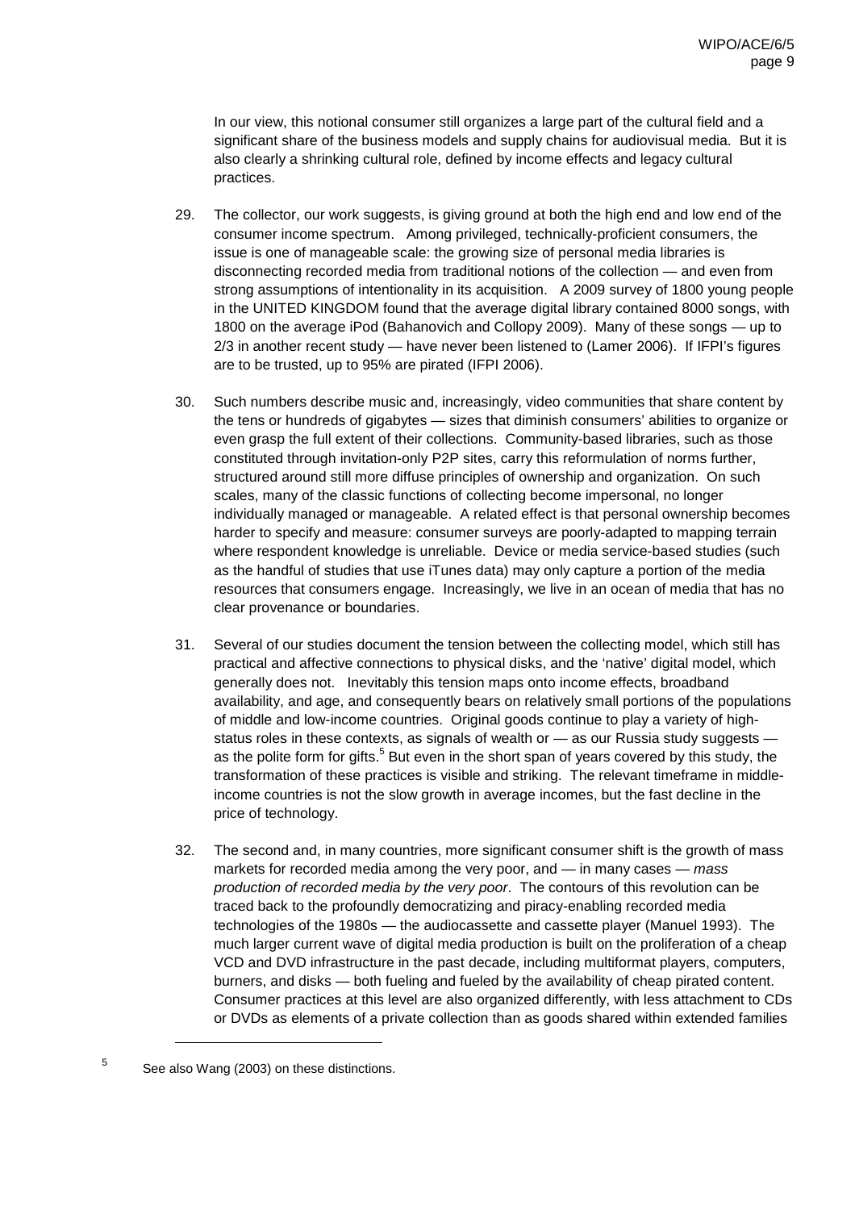In our view, this notional consumer still organizes a large part of the cultural field and a significant share of the business models and supply chains for audiovisual media. But it is also clearly a shrinking cultural role, defined by income effects and legacy cultural practices.

29. The collector, our work suggests, is giving ground at both the high end and low end of the consumer income spectrum. Among privileged, technically-proficient consumers, the issue is one of manageable scale: the growing size of personal media libraries is disconnecting recorded media from traditional notions of the collection — and even from strong assumptions of intentionality in its acquisition. A 2009 survey of 1800 young people in the UNITED KINGDOM found that the average digital library contained 8000 songs, with 1800 on the average iPod (Bahanovich and Collopy 2009). Many of these songs — up to 2/3 in another recent study — have never been listened to (Lamer 2006). If IFPI's figures are to be trusted, up to 95% are pirated (IFPI 2006).

30. Such numbers describe music and, increasingly, video communities that share content by the tens or hundreds of gigabytes — sizes that diminish consumers' abilities to organize or even grasp the full extent of their collections. Community-based libraries, such as those constituted through invitation-only P2P sites, carry this reformulation of norms further, structured around still more diffuse principles of ownership and organization. On such scales, many of the classic functions of collecting become impersonal, no longer individually managed or manageable. A related effect is that personal ownership becomes harder to specify and measure: consumer surveys are poorly-adapted to mapping terrain where respondent knowledge is unreliable. Device or media service-based studies (such as the handful of studies that use iTunes data) may only capture a portion of the media resources that consumers engage. Increasingly, we live in an ocean of media that has no clear provenance or boundaries.

31. Several of our studies document the tension between the collecting model, which still has practical and affective connections to physical disks, and the 'native' digital model, which generally does not. Inevitably this tension maps onto income effects, broadband availability, and age, and consequently bears on relatively small portions of the populations of middle and low-income countries. Original goods continue to play a variety of high-status roles in these contexts, as signals of wealth or — as our Russia study suggests — as the polite form for gifts.[5] But even in the short span of years covered by this study, the transformation of these practices is visible and striking. The relevant timeframe in middle-income countries is not the slow growth in average incomes, but the fast decline in the price of technology.

32. The second and, in many countries, more significant consumer shift is the growth of mass markets for recorded media among the very poor, and — in many cases — *mass production of recorded media by the very poor*. The contours of this revolution can be traced back to the profoundly democratizing and piracy-enabling recorded media technologies of the 1980s — the audiocassette and cassette player (Manuel 1993). The much larger current wave of digital media production is built on the proliferation of a cheap VCD and DVD infrastructure in the past decade, including multiformat players, computers, burners, and disks — both fueling and fueled by the availability of cheap pirated content. Consumer practices at this level are also organized differently, with less attachment to CDs or DVDs as elements of a private collection than as goods shared within extended families

[5] See also Wang (2003) on these distinctions.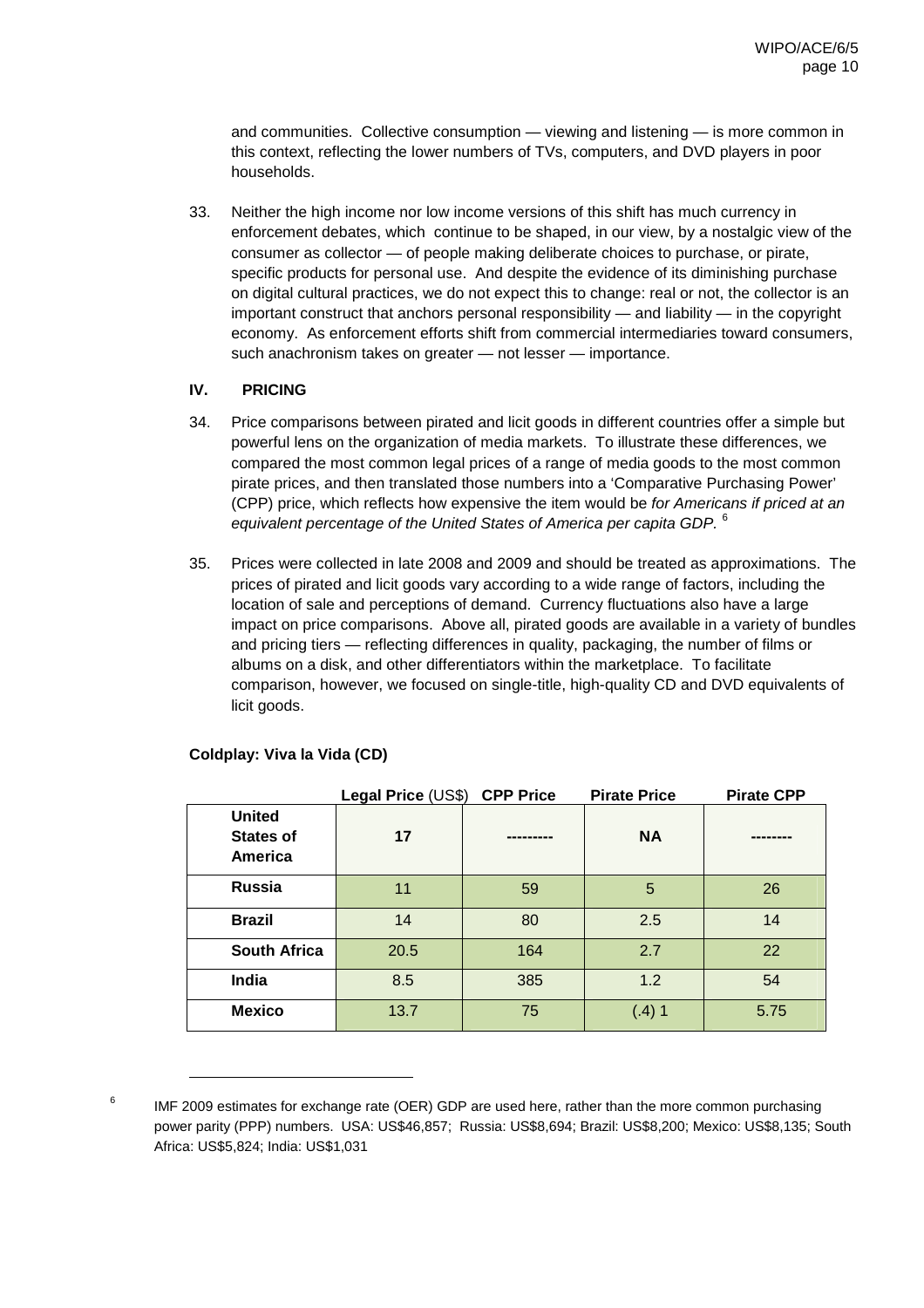and communities. Collective consumption — viewing and listening — is more common in this context, reflecting the lower numbers of TVs, computers, and DVD players in poor households.

33. Neither the high income nor low income versions of this shift has much currency in enforcement debates, which continue to be shaped, in our view, by a nostalgic view of the consumer as collector — of people making deliberate choices to purchase, or pirate, specific products for personal use. And despite the evidence of its diminishing purchase on digital cultural practices, we do not expect this to change: real or not, the collector is an important construct that anchors personal responsibility — and liability — in the copyright economy. As enforcement efforts shift from commercial intermediaries toward consumers, such anachronism takes on greater — not lesser — importance.

## IV. PRICING

34. Price comparisons between pirated and licit goods in different countries offer a simple but powerful lens on the organization of media markets. To illustrate these differences, we compared the most common legal prices of a range of media goods to the most common pirate prices, and then translated those numbers into a 'Comparative Purchasing Power' (CPP) price, which reflects how expensive the item would be *for Americans if priced at an equivalent percentage of the United States of America per capita GDP.* [6]

35. Prices were collected in late 2008 and 2009 and should be treated as approximations. The prices of pirated and licit goods vary according to a wide range of factors, including the location of sale and perceptions of demand. Currency fluctuations also have a large impact on price comparisons. Above all, pirated goods are available in a variety of bundles and pricing tiers — reflecting differences in quality, packaging, the number of films or albums on a disk, and other differentiators within the marketplace. To facilitate comparison, however, we focused on single-title, high-quality CD and DVD equivalents of licit goods.

**Coldplay: Viva la Vida (CD)**

| | **Legal Price** (US$) | **CPP Price** | **Pirate Price** | **Pirate CPP** |
|---|---|---|---|---|
| **United States of America** | **17** | --------- | **NA** | -------- |
| **Russia** | 11 | 59 | 5 | 26 |
| **Brazil** | 14 | 80 | 2.5 | 14 |
| **South Africa** | 20.5 | 164 | 2.7 | 22 |
| **India** | 8.5 | 385 | 1.2 | 54 |
| **Mexico** | 13.7 | 75 | (.4) 1 | 5.75 |

[6] IMF 2009 estimates for exchange rate (OER) GDP are used here, rather than the more common purchasing power parity (PPP) numbers. USA: US$46,857; Russia: US$8,694; Brazil: US$8,200; Mexico: US$8,135; South Africa: US$5,824; India: US$1,031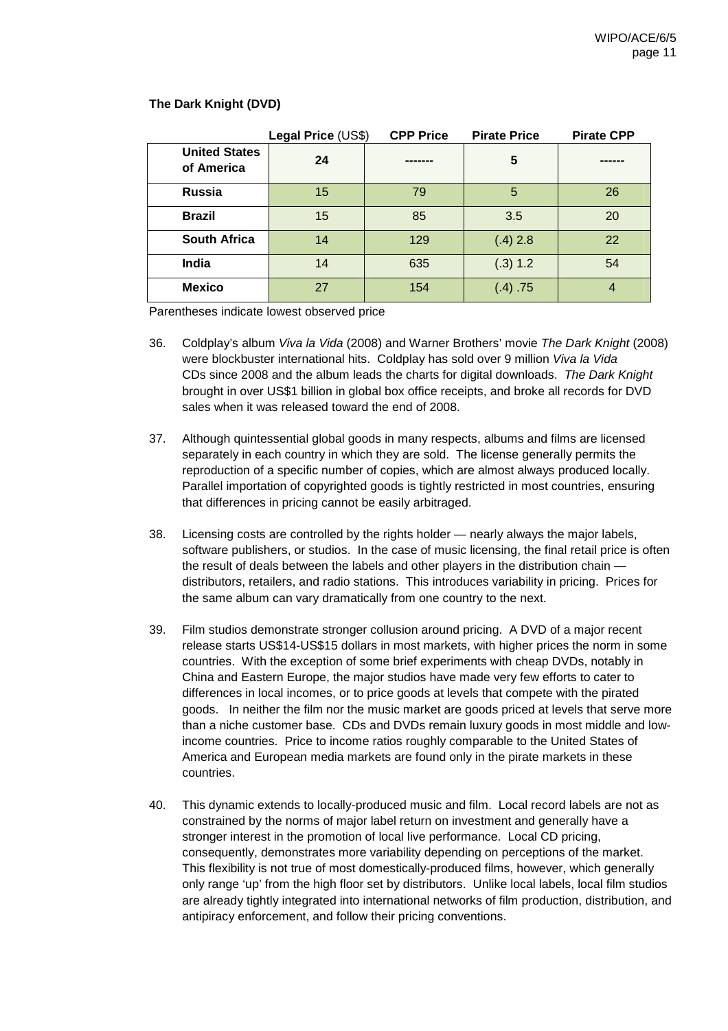**The Dark Knight (DVD)**

| | **Legal Price** (US$) | **CPP Price** | **Pirate Price** | **Pirate CPP** |
|---|---|---|---|---|
| **United States of America** | **24** | ------- | **5** | ------ |
| **Russia** | 15 | 79 | 5 | 26 |
| **Brazil** | 15 | 85 | 3.5 | 20 |
| **South Africa** | 14 | 129 | (.4) 2.8 | 22 |
| **India** | 14 | 635 | (.3) 1.2 | 54 |
| **Mexico** | 27 | 154 | (.4) .75 | 4 |

Parentheses indicate lowest observed price

36. Coldplay's album *Viva la Vida* (2008) and Warner Brothers' movie *The Dark Knight* (2008) were blockbuster international hits. Coldplay has sold over 9 million *Viva la Vida* CDs since 2008 and the album leads the charts for digital downloads. *The Dark Knight* brought in over US$1 billion in global box office receipts, and broke all records for DVD sales when it was released toward the end of 2008.

37. Although quintessential global goods in many respects, albums and films are licensed separately in each country in which they are sold. The license generally permits the reproduction of a specific number of copies, which are almost always produced locally. Parallel importation of copyrighted goods is tightly restricted in most countries, ensuring that differences in pricing cannot be easily arbitraged.

38. Licensing costs are controlled by the rights holder — nearly always the major labels, software publishers, or studios. In the case of music licensing, the final retail price is often the result of deals between the labels and other players in the distribution chain — distributors, retailers, and radio stations. This introduces variability in pricing. Prices for the same album can vary dramatically from one country to the next.

39. Film studios demonstrate stronger collusion around pricing. A DVD of a major recent release starts US$14-US$15 dollars in most markets, with higher prices the norm in some countries. With the exception of some brief experiments with cheap DVDs, notably in China and Eastern Europe, the major studios have made very few efforts to cater to differences in local incomes, or to price goods at levels that compete with the pirated goods. In neither the film nor the music market are goods priced at levels that serve more than a niche customer base. CDs and DVDs remain luxury goods in most middle and low-income countries. Price to income ratios roughly comparable to the United States of America and European media markets are found only in the pirate markets in these countries.

40. This dynamic extends to locally-produced music and film. Local record labels are not as constrained by the norms of major label return on investment and generally have a stronger interest in the promotion of local live performance. Local CD pricing, consequently, demonstrates more variability depending on perceptions of the market. This flexibility is not true of most domestically-produced films, however, which generally only range 'up' from the high floor set by distributors. Unlike local labels, local film studios are already tightly integrated into international networks of film production, distribution, and antipiracy enforcement, and follow their pricing conventions.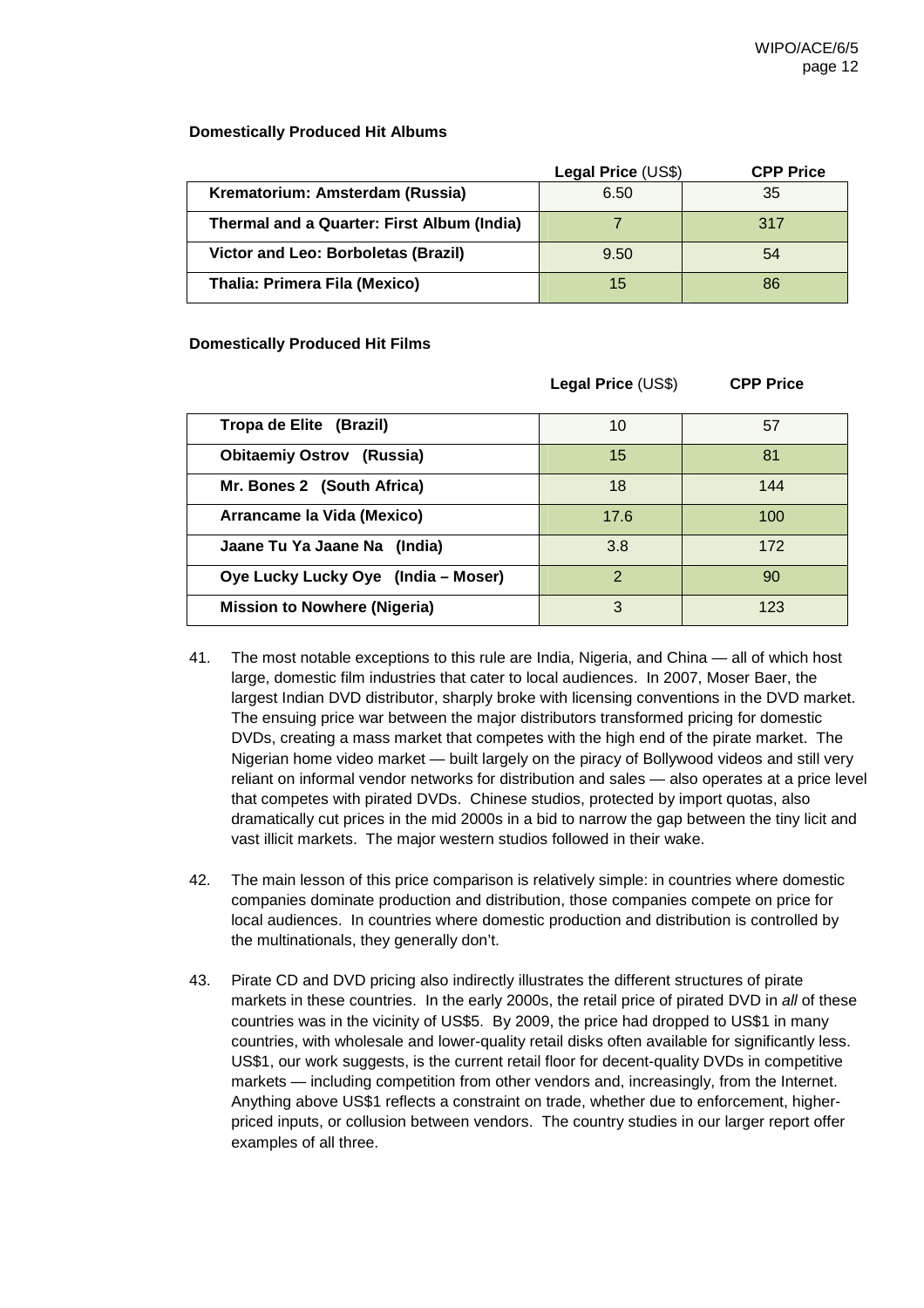**Domestically Produced Hit Albums**

| | **Legal Price** (US$) | **CPP Price** |
|---|---|---|
| **Krematorium: Amsterdam (Russia)** | 6.50 | 35 |
| **Thermal and a Quarter: First Album (India)** | 7 | 317 |
| **Victor and Leo: Borboletas (Brazil)** | 9.50 | 54 |
| **Thalia: Primera Fila (Mexico)** | 15 | 86 |

**Domestically Produced Hit Films**

| | **Legal Price** (US$) | **CPP Price** |
|---|---|---|
| **Tropa de Elite (Brazil)** | 10 | 57 |
| **Obitaemiy Ostrov (Russia)** | 15 | 81 |
| **Mr. Bones 2 (South Africa)** | 18 | 144 |
| **Arrancame la Vida (Mexico)** | 17.6 | 100 |
| **Jaane Tu Ya Jaane Na (India)** | 3.8 | 172 |
| **Oye Lucky Lucky Oye (India – Moser)** | 2 | 90 |
| **Mission to Nowhere (Nigeria)** | 3 | 123 |

41. The most notable exceptions to this rule are India, Nigeria, and China — all of which host large, domestic film industries that cater to local audiences. In 2007, Moser Baer, the largest Indian DVD distributor, sharply broke with licensing conventions in the DVD market. The ensuing price war between the major distributors transformed pricing for domestic DVDs, creating a mass market that competes with the high end of the pirate market. The Nigerian home video market — built largely on the piracy of Bollywood videos and still very reliant on informal vendor networks for distribution and sales — also operates at a price level that competes with pirated DVDs. Chinese studios, protected by import quotas, also dramatically cut prices in the mid 2000s in a bid to narrow the gap between the tiny licit and vast illicit markets. The major western studios followed in their wake.

42. The main lesson of this price comparison is relatively simple: in countries where domestic companies dominate production and distribution, those companies compete on price for local audiences. In countries where domestic production and distribution is controlled by the multinationals, they generally don't.

43. Pirate CD and DVD pricing also indirectly illustrates the different structures of pirate markets in these countries. In the early 2000s, the retail price of pirated DVD in *all* of these countries was in the vicinity of US$5. By 2009, the price had dropped to US$1 in many countries, with wholesale and lower-quality retail disks often available for significantly less. US$1, our work suggests, is the current retail floor for decent-quality DVDs in competitive markets — including competition from other vendors and, increasingly, from the Internet. Anything above US$1 reflects a constraint on trade, whether due to enforcement, higher-priced inputs, or collusion between vendors. The country studies in our larger report offer examples of all three.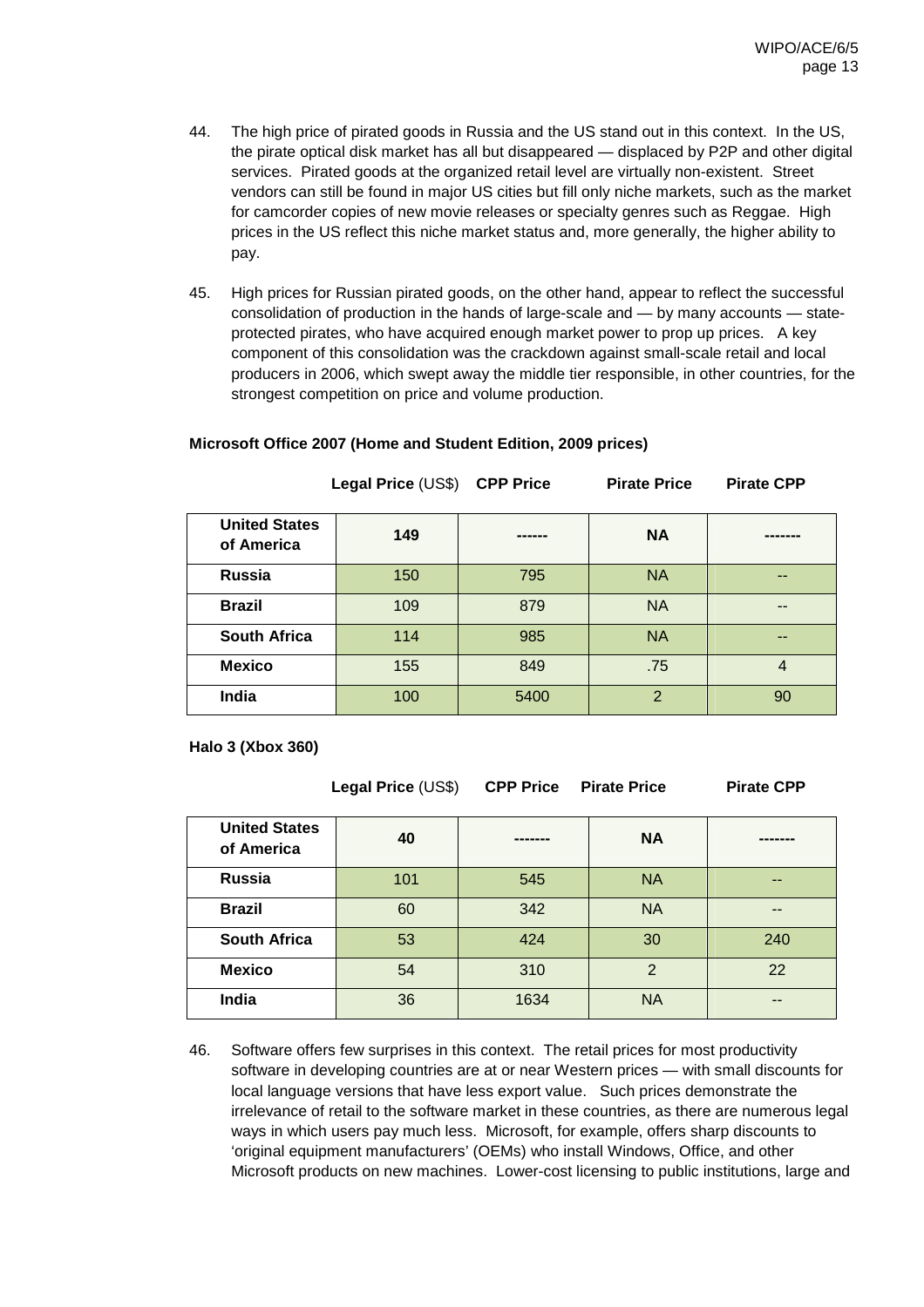44. The high price of pirated goods in Russia and the US stand out in this context. In the US, the pirate optical disk market has all but disappeared — displaced by P2P and other digital services. Pirated goods at the organized retail level are virtually non-existent. Street vendors can still be found in major US cities but fill only niche markets, such as the market for camcorder copies of new movie releases or specialty genres such as Reggae. High prices in the US reflect this niche market status and, more generally, the higher ability to pay.

45. High prices for Russian pirated goods, on the other hand, appear to reflect the successful consolidation of production in the hands of large-scale and — by many accounts — state-protected pirates, who have acquired enough market power to prop up prices. A key component of this consolidation was the crackdown against small-scale retail and local producers in 2006, which swept away the middle tier responsible, in other countries, for the strongest competition on price and volume production.

**Microsoft Office 2007 (Home and Student Edition, 2009 prices)**

| | **Legal Price** (US$) | **CPP Price** | **Pirate Price** | **Pirate CPP** |
|---|---|---|---|---|
| **United States of America** | **149** | ------ | **NA** | ------- |
| **Russia** | 150 | 795 | NA | -- |
| **Brazil** | 109 | 879 | NA | -- |
| **South Africa** | 114 | 985 | NA | -- |
| **Mexico** | 155 | 849 | .75 | 4 |
| **India** | 100 | 5400 | 2 | 90 |

**Halo 3 (Xbox 360)**

| | **Legal Price** (US$) | **CPP Price** | **Pirate Price** | **Pirate CPP** |
|---|---|---|---|---|
| **United States of America** | **40** | ------- | **NA** | ------- |
| **Russia** | 101 | 545 | NA | -- |
| **Brazil** | 60 | 342 | NA | -- |
| **South Africa** | 53 | 424 | 30 | 240 |
| **Mexico** | 54 | 310 | 2 | 22 |
| **India** | 36 | 1634 | NA | -- |

46. Software offers few surprises in this context. The retail prices for most productivity software in developing countries are at or near Western prices — with small discounts for local language versions that have less export value. Such prices demonstrate the irrelevance of retail to the software market in these countries, as there are numerous legal ways in which users pay much less. Microsoft, for example, offers sharp discounts to 'original equipment manufacturers' (OEMs) who install Windows, Office, and other Microsoft products on new machines. Lower-cost licensing to public institutions, large and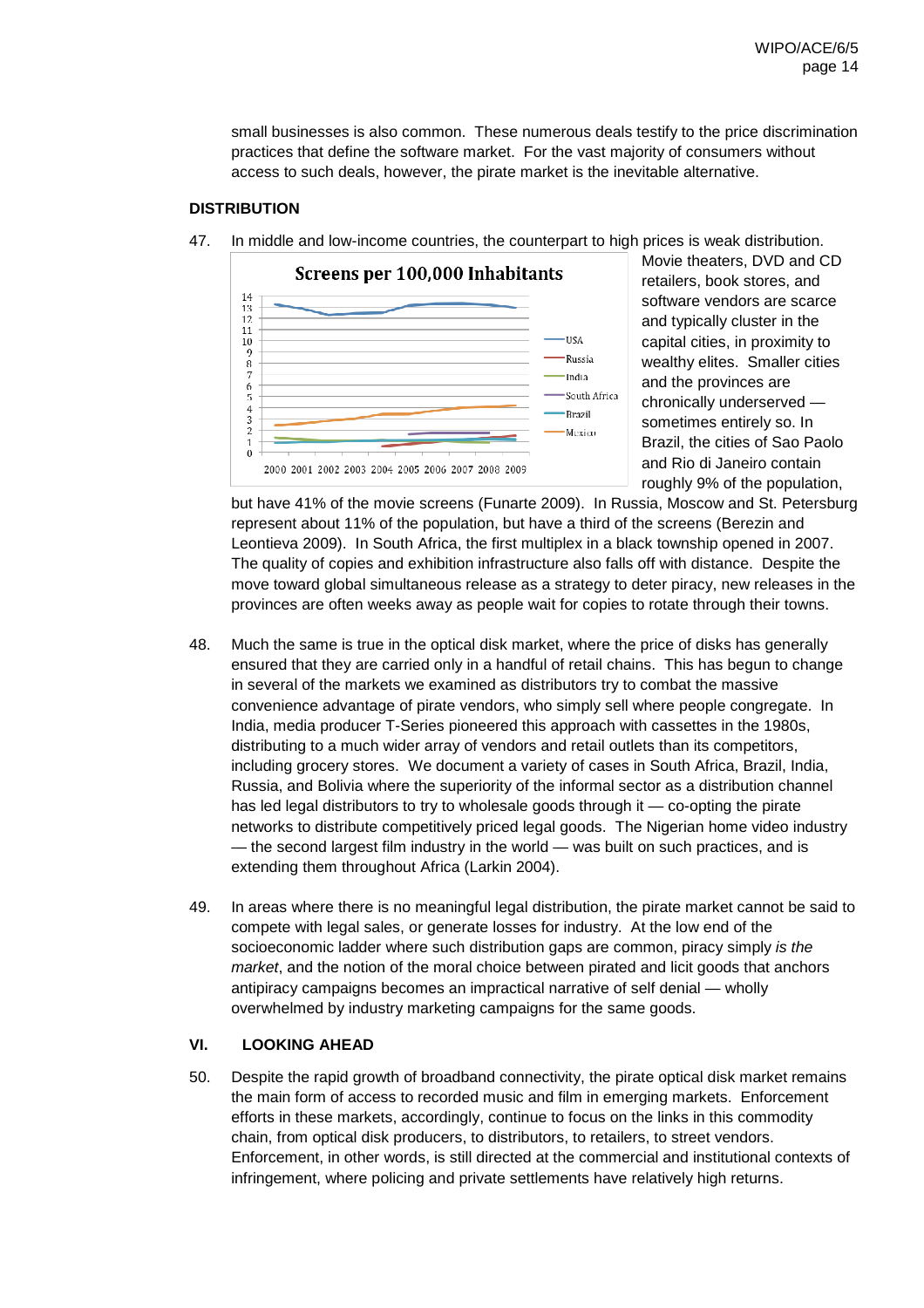small businesses is also common. These numerous deals testify to the price discrimination practices that define the software market. For the vast majority of consumers without access to such deals, however, the pirate market is the inevitable alternative.

## DISTRIBUTION

47. In middle and low-income countries, the counterpart to high prices is weak distribution. Movie theaters, DVD and CD retailers, book stores, and software vendors are scarce and typically cluster in the capital cities, in proximity to wealthy elites. Smaller cities and the provinces are chronically underserved — sometimes entirely so. In Brazil, the cities of Sao Paolo and Rio di Janeiro contain roughly 9% of the population, but have 41% of the movie screens (Funarte 2009). In Russia, Moscow and St. Petersburg represent about 11% of the population, but have a third of the screens (Berezin and Leontieva 2009). In South Africa, the first multiplex in a black township opened in 2007. The quality of copies and exhibition infrastructure also falls off with distance. Despite the move toward global simultaneous release as a strategy to deter piracy, new releases in the provinces are often weeks away as people wait for copies to rotate through their towns.

48. Much the same is true in the optical disk market, where the price of disks has generally ensured that they are carried only in a handful of retail chains. This has begun to change in several of the markets we examined as distributors try to combat the massive convenience advantage of pirate vendors, who simply sell where people congregate. In India, media producer T-Series pioneered this approach with cassettes in the 1980s, distributing to a much wider array of vendors and retail outlets than its competitors, including grocery stores. We document a variety of cases in South Africa, Brazil, India, Russia, and Bolivia where the superiority of the informal sector as a distribution channel has led legal distributors to try to wholesale goods through it — co-opting the pirate networks to distribute competitively priced legal goods. The Nigerian home video industry — the second largest film industry in the world — was built on such practices, and is extending them throughout Africa (Larkin 2004).

49. In areas where there is no meaningful legal distribution, the pirate market cannot be said to compete with legal sales, or generate losses for industry. At the low end of the socioeconomic ladder where such distribution gaps are common, piracy simply *is the market*, and the notion of the moral choice between pirated and licit goods that anchors antipiracy campaigns becomes an impractical narrative of self denial — wholly overwhelmed by industry marketing campaigns for the same goods.

## VI. LOOKING AHEAD

50. Despite the rapid growth of broadband connectivity, the pirate optical disk market remains the main form of access to recorded music and film in emerging markets. Enforcement efforts in these markets, accordingly, continue to focus on the links in this commodity chain, from optical disk producers, to distributors, to retailers, to street vendors. Enforcement, in other words, is still directed at the commercial and institutional contexts of infringement, where policing and private settlements have relatively high returns.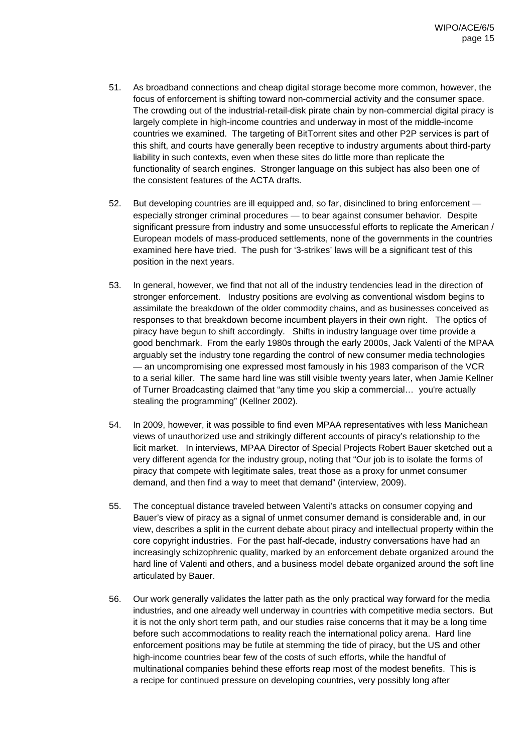51. As broadband connections and cheap digital storage become more common, however, the focus of enforcement is shifting toward non-commercial activity and the consumer space. The crowding out of the industrial-retail-disk pirate chain by non-commercial digital piracy is largely complete in high-income countries and underway in most of the middle-income countries we examined. The targeting of BitTorrent sites and other P2P services is part of this shift, and courts have generally been receptive to industry arguments about third-party liability in such contexts, even when these sites do little more than replicate the functionality of search engines. Stronger language on this subject has also been one of the consistent features of the ACTA drafts.

52. But developing countries are ill equipped and, so far, disinclined to bring enforcement — especially stronger criminal procedures — to bear against consumer behavior. Despite significant pressure from industry and some unsuccessful efforts to replicate the American / European models of mass-produced settlements, none of the governments in the countries examined here have tried. The push for '3-strikes' laws will be a significant test of this position in the next years.

53. In general, however, we find that not all of the industry tendencies lead in the direction of stronger enforcement. Industry positions are evolving as conventional wisdom begins to assimilate the breakdown of the older commodity chains, and as businesses conceived as responses to that breakdown become incumbent players in their own right. The optics of piracy have begun to shift accordingly. Shifts in industry language over time provide a good benchmark. From the early 1980s through the early 2000s, Jack Valenti of the MPAA arguably set the industry tone regarding the control of new consumer media technologies — an uncompromising one expressed most famously in his 1983 comparison of the VCR to a serial killer. The same hard line was still visible twenty years later, when Jamie Kellner of Turner Broadcasting claimed that "any time you skip a commercial… you're actually stealing the programming" (Kellner 2002).

54. In 2009, however, it was possible to find even MPAA representatives with less Manichean views of unauthorized use and strikingly different accounts of piracy's relationship to the licit market. In interviews, MPAA Director of Special Projects Robert Bauer sketched out a very different agenda for the industry group, noting that "Our job is to isolate the forms of piracy that compete with legitimate sales, treat those as a proxy for unmet consumer demand, and then find a way to meet that demand" (interview, 2009).

55. The conceptual distance traveled between Valenti's attacks on consumer copying and Bauer's view of piracy as a signal of unmet consumer demand is considerable and, in our view, describes a split in the current debate about piracy and intellectual property within the core copyright industries. For the past half-decade, industry conversations have had an increasingly schizophrenic quality, marked by an enforcement debate organized around the hard line of Valenti and others, and a business model debate organized around the soft line articulated by Bauer.

56. Our work generally validates the latter path as the only practical way forward for the media industries, and one already well underway in countries with competitive media sectors. But it is not the only short term path, and our studies raise concerns that it may be a long time before such accommodations to reality reach the international policy arena. Hard line enforcement positions may be futile at stemming the tide of piracy, but the US and other high-income countries bear few of the costs of such efforts, while the handful of multinational companies behind these efforts reap most of the modest benefits. This is a recipe for continued pressure on developing countries, very possibly long after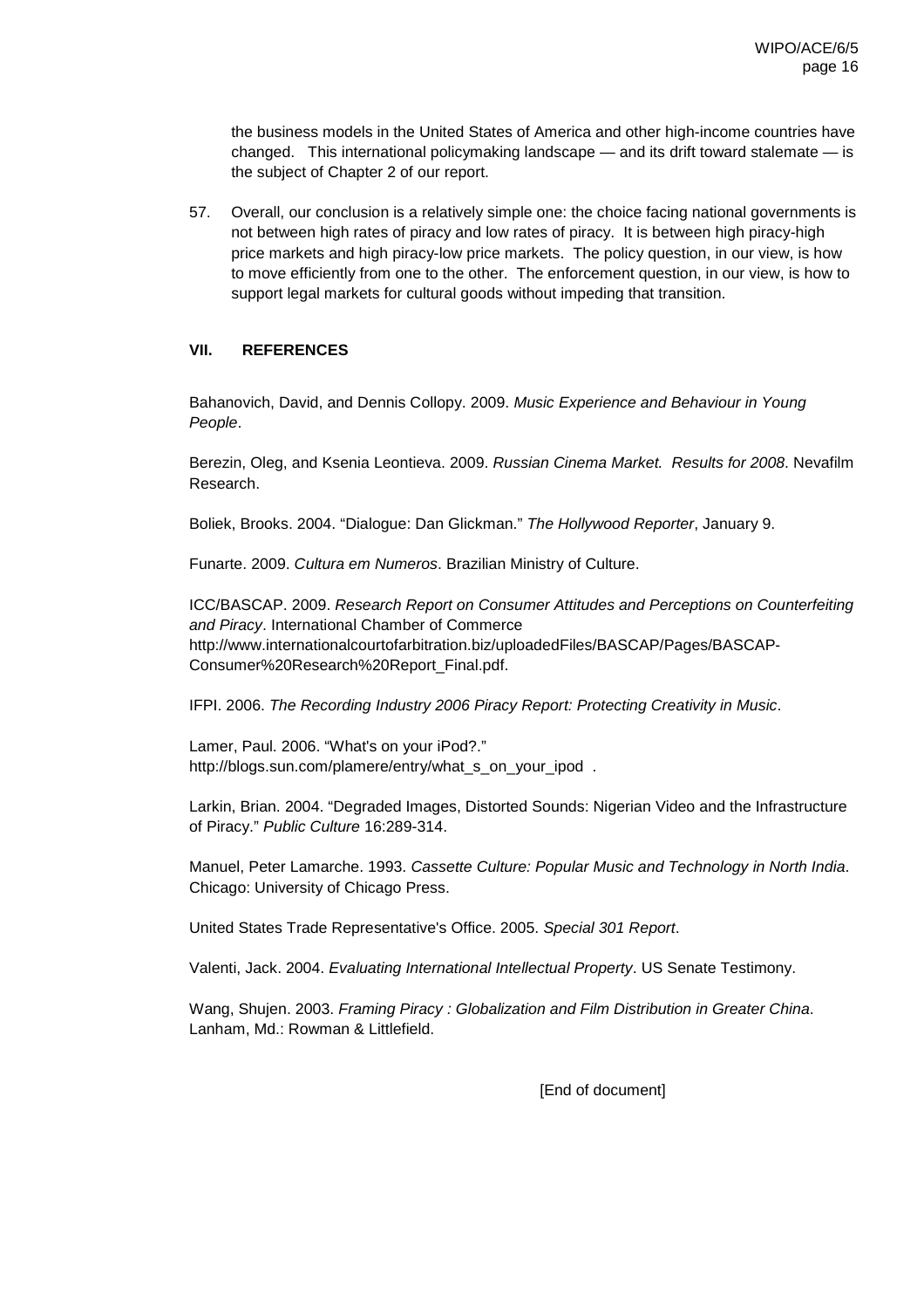the business models in the United States of America and other high-income countries have changed. This international policymaking landscape — and its drift toward stalemate — is the subject of Chapter 2 of our report.

57. Overall, our conclusion is a relatively simple one: the choice facing national governments is not between high rates of piracy and low rates of piracy. It is between high piracy-high price markets and high piracy-low price markets. The policy question, in our view, is how to move efficiently from one to the other. The enforcement question, in our view, is how to support legal markets for cultural goods without impeding that transition.

## VII. REFERENCES

Bahanovich, David, and Dennis Collopy. 2009. *Music Experience and Behaviour in Young People*.

Berezin, Oleg, and Ksenia Leontieva. 2009. *Russian Cinema Market. Results for 2008*. Nevafilm Research.

Boliek, Brooks. 2004. “Dialogue: Dan Glickman.” *The Hollywood Reporter*, January 9.

Funarte. 2009. *Cultura em Numeros*. Brazilian Ministry of Culture.

ICC/BASCAP. 2009. *Research Report on Consumer Attitudes and Perceptions on Counterfeiting and Piracy*. International Chamber of Commerce http://www.internationalcourtofarbitration.biz/uploadedFiles/BASCAP/Pages/BASCAP-Consumer%20Research%20Report_Final.pdf.

IFPI. 2006. *The Recording Industry 2006 Piracy Report: Protecting Creativity in Music*.

Lamer, Paul. 2006. “What's on your iPod?.” http://blogs.sun.com/plamere/entry/what_s_on_your_ipod .

Larkin, Brian. 2004. “Degraded Images, Distorted Sounds: Nigerian Video and the Infrastructure of Piracy.” *Public Culture* 16:289-314.

Manuel, Peter Lamarche. 1993. *Cassette Culture: Popular Music and Technology in North India*. Chicago: University of Chicago Press.

United States Trade Representative's Office. 2005. *Special 301 Report*.

Valenti, Jack. 2004. *Evaluating International Intellectual Property*. US Senate Testimony.

Wang, Shujen. 2003. *Framing Piracy : Globalization and Film Distribution in Greater China*. Lanham, Md.: Rowman & Littlefield.

[End of document]